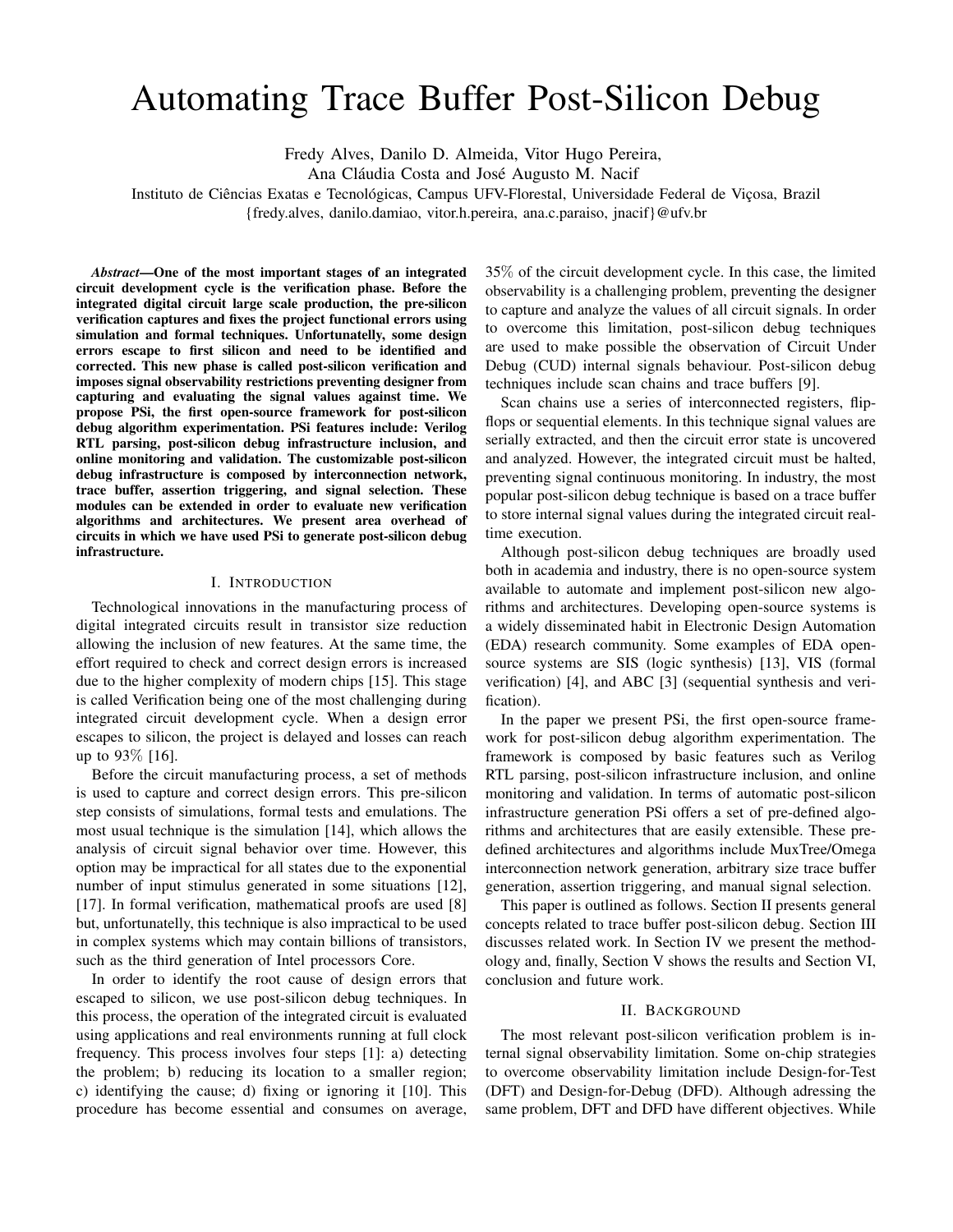# Automating Trace Buffer Post-Silicon Debug

Fredy Alves, Danilo D. Almeida, Vitor Hugo Pereira,
Ana Cláudia Costa and José Augusto M. Nacif
Instituto de Ciências Exatas e Tecnológicas, Campus UFV-Florestal, Universidade Federal de Viçosa, Brazil
{fredy.alves, danilo.damiao, vitor.h.pereira, ana.c.paraiso, jnacif}@ufv.br

***Abstract*—One of the most important stages of an integrated circuit development cycle is the verification phase. Before the integrated digital circuit large scale production, the pre-silicon verification captures and fixes the project functional errors using simulation and formal techniques. Unfortunatelly, some design errors escape to first silicon and need to be identified and corrected. This new phase is called post-silicon verification and imposes signal observability restrictions preventing designer from capturing and evaluating the signal values against time. We propose PSi, the first open-source framework for post-silicon debug algorithm experimentation. PSi features include: Verilog RTL parsing, post-silicon debug infrastructure inclusion, and online monitoring and validation. The customizable post-silicon debug infrastructure is composed by interconnection network, trace buffer, assertion triggering, and signal selection. These modules can be extended in order to evaluate new verification algorithms and architectures. We present area overhead of circuits in which we have used PSi to generate post-silicon debug infrastructure.**

## I. Introduction

Technological innovations in the manufacturing process of digital integrated circuits result in transistor size reduction allowing the inclusion of new features. At the same time, the effort required to check and correct design errors is increased due to the higher complexity of modern chips [15]. This stage is called Verification being one of the most challenging during integrated circuit development cycle. When a design error escapes to silicon, the project is delayed and losses can reach up to 93% [16].

Before the circuit manufacturing process, a set of methods is used to capture and correct design errors. This pre-silicon step consists of simulations, formal tests and emulations. The most usual technique is the simulation [14], which allows the analysis of circuit signal behavior over time. However, this option may be impractical for all states due to the exponential number of input stimulus generated in some situations [12], [17]. In formal verification, mathematical proofs are used [8] but, unfortunatelly, this technique is also impractical to be used in complex systems which may contain billions of transistors, such as the third generation of Intel processors Core.

In order to identify the root cause of design errors that escaped to silicon, we use post-silicon debug techniques. In this process, the operation of the integrated circuit is evaluated using applications and real environments running at full clock frequency. This process involves four steps [1]: a) detecting the problem; b) reducing its location to a smaller region; c) identifying the cause; d) fixing or ignoring it [10]. This procedure has become essential and consumes on average, 35% of the circuit development cycle. In this case, the limited observability is a challenging problem, preventing the designer to capture and analyze the values of all circuit signals. In order to overcome this limitation, post-silicon debug techniques are used to make possible the observation of Circuit Under Debug (CUD) internal signals behaviour. Post-silicon debug techniques include scan chains and trace buffers [9].

Scan chains use a series of interconnected registers, flip-flops or sequential elements. In this technique signal values are serially extracted, and then the circuit error state is uncovered and analyzed. However, the integrated circuit must be halted, preventing signal continuous monitoring. In industry, the most popular post-silicon debug technique is based on a trace buffer to store internal signal values during the integrated circuit real-time execution.

Although post-silicon debug techniques are broadly used both in academia and industry, there is no open-source system available to automate and implement post-silicon new algorithms and architectures. Developing open-source systems is a widely disseminated habit in Electronic Design Automation (EDA) research community. Some examples of EDA open-source systems are SIS (logic synthesis) [13], VIS (formal verification) [4], and ABC [3] (sequential synthesis and verification).

In the paper we present PSi, the first open-source framework for post-silicon debug algorithm experimentation. The framework is composed by basic features such as Verilog RTL parsing, post-silicon infrastructure inclusion, and online monitoring and validation. In terms of automatic post-silicon infrastructure generation PSi offers a set of pre-defined algorithms and architectures that are easily extensible. These pre-defined architectures and algorithms include MuxTree/Omega interconnection network generation, arbitrary size trace buffer generation, assertion triggering, and manual signal selection.

This paper is outlined as follows. Section II presents general concepts related to trace buffer post-silicon debug. Section III discusses related work. In Section IV we present the methodology and, finally, Section V shows the results and Section VI, conclusion and future work.

## II. Background

The most relevant post-silicon verification problem is internal signal observability limitation. Some on-chip strategies to overcome observability limitation include Design-for-Test (DFT) and Design-for-Debug (DFD). Although adressing the same problem, DFT and DFD have different objectives. While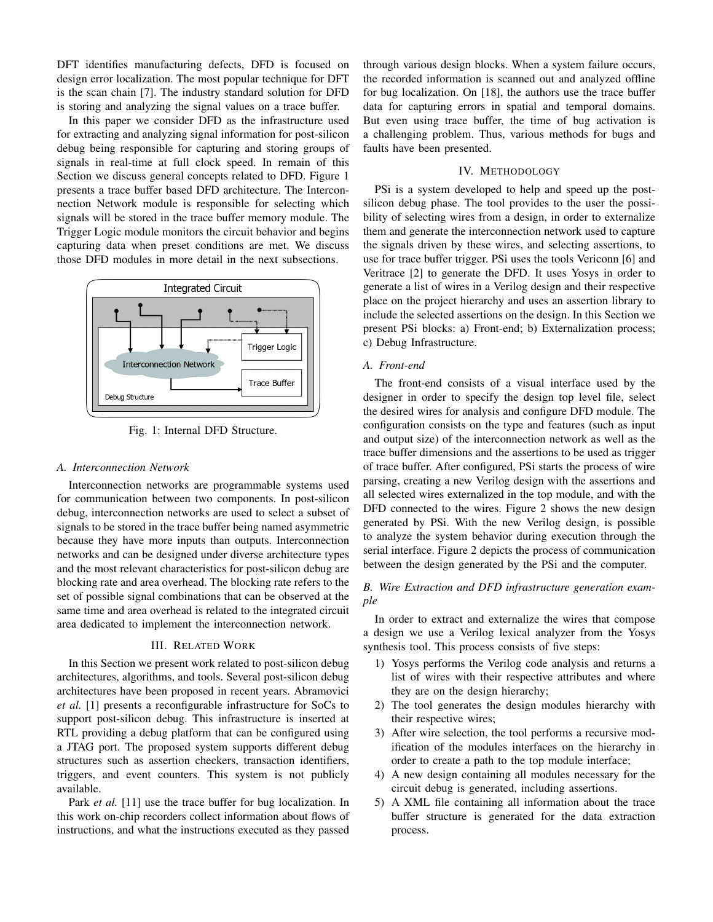DFT identifies manufacturing defects, DFD is focused on design error localization. The most popular technique for DFT is the scan chain [7]. The industry standard solution for DFD is storing and analyzing the signal values on a trace buffer.

In this paper we consider DFD as the infrastructure used for extracting and analyzing signal information for post-silicon debug being responsible for capturing and storing groups of signals in real-time at full clock speed. In remain of this Section we discuss general concepts related to DFD. Figure 1 presents a trace buffer based DFD architecture. The Interconnection Network module is responsible for selecting which signals will be stored in the trace buffer memory module. The Trigger Logic module monitors the circuit behavior and begins capturing data when preset conditions are met. We discuss those DFD modules in more detail in the next subsections.

Fig. 1: Internal DFD Structure.

### A. Interconnection Network

Interconnection networks are programmable systems used for communication between two components. In post-silicon debug, interconnection networks are used to select a subset of signals to be stored in the trace buffer being named asymmetric because they have more inputs than outputs. Interconnection networks and can be designed under diverse architecture types and the most relevant characteristics for post-silicon debug are blocking rate and area overhead. The blocking rate refers to the set of possible signal combinations that can be observed at the same time and area overhead is related to the integrated circuit area dedicated to implement the interconnection network.

## III. Related Work

In this Section we present work related to post-silicon debug architectures, algorithms, and tools. Several post-silicon debug architectures have been proposed in recent years. Abramovici *et al.* [1] presents a reconfigurable infrastructure for SoCs to support post-silicon debug. This infrastructure is inserted at RTL providing a debug platform that can be configured using a JTAG port. The proposed system supports different debug structures such as assertion checkers, transaction identifiers, triggers, and event counters. This system is not publicly available.

Park *et al.* [11] use the trace buffer for bug localization. In this work on-chip recorders collect information about flows of instructions, and what the instructions executed as they passed through various design blocks. When a system failure occurs, the recorded information is scanned out and analyzed offline for bug localization. On [18], the authors use the trace buffer data for capturing errors in spatial and temporal domains. But even using trace buffer, the time of bug activation is a challenging problem. Thus, various methods for bugs and faults have been presented.

## IV. Methodology

PSi is a system developed to help and speed up the post-silicon debug phase. The tool provides to the user the possibility of selecting wires from a design, in order to externalize them and generate the interconnection network used to capture the signals driven by these wires, and selecting assertions, to use for trace buffer trigger. PSi uses the tools Vericonn [6] and Veritrace [2] to generate the DFD. It uses Yosys in order to generate a list of wires in a Verilog design and their respective place on the project hierarchy and uses an assertion library to include the selected assertions on the design. In this Section we present PSi blocks: a) Front-end; b) Externalization process; c) Debug Infrastructure.

### A. Front-end

The front-end consists of a visual interface used by the designer in order to specify the design top level file, select the desired wires for analysis and configure DFD module. The configuration consists on the type and features (such as input and output size) of the interconnection network as well as the trace buffer dimensions and the assertions to be used as trigger of trace buffer. After configured, PSi starts the process of wire parsing, creating a new Verilog design with the assertions and all selected wires externalized in the top module, and with the DFD connected to the wires. Figure 2 shows the new design generated by PSi. With the new Verilog design, is possible to analyze the system behavior during execution through the serial interface. Figure 2 depicts the process of communication between the design generated by the PSi and the computer.

### B. Wire Extraction and DFD infrastructure generation example

In order to extract and externalize the wires that compose a design we use a Verilog lexical analyzer from the Yosys synthesis tool. This process consists of five steps:

1) Yosys performs the Verilog code analysis and returns a list of wires with their respective attributes and where they are on the design hierarchy;
2) The tool generates the design modules hierarchy with their respective wires;
3) After wire selection, the tool performs a recursive modification of the modules interfaces on the hierarchy in order to create a path to the top module interface;
4) A new design containing all modules necessary for the circuit debug is generated, including assertions.
5) A XML file containing all information about the trace buffer structure is generated for the data extraction process.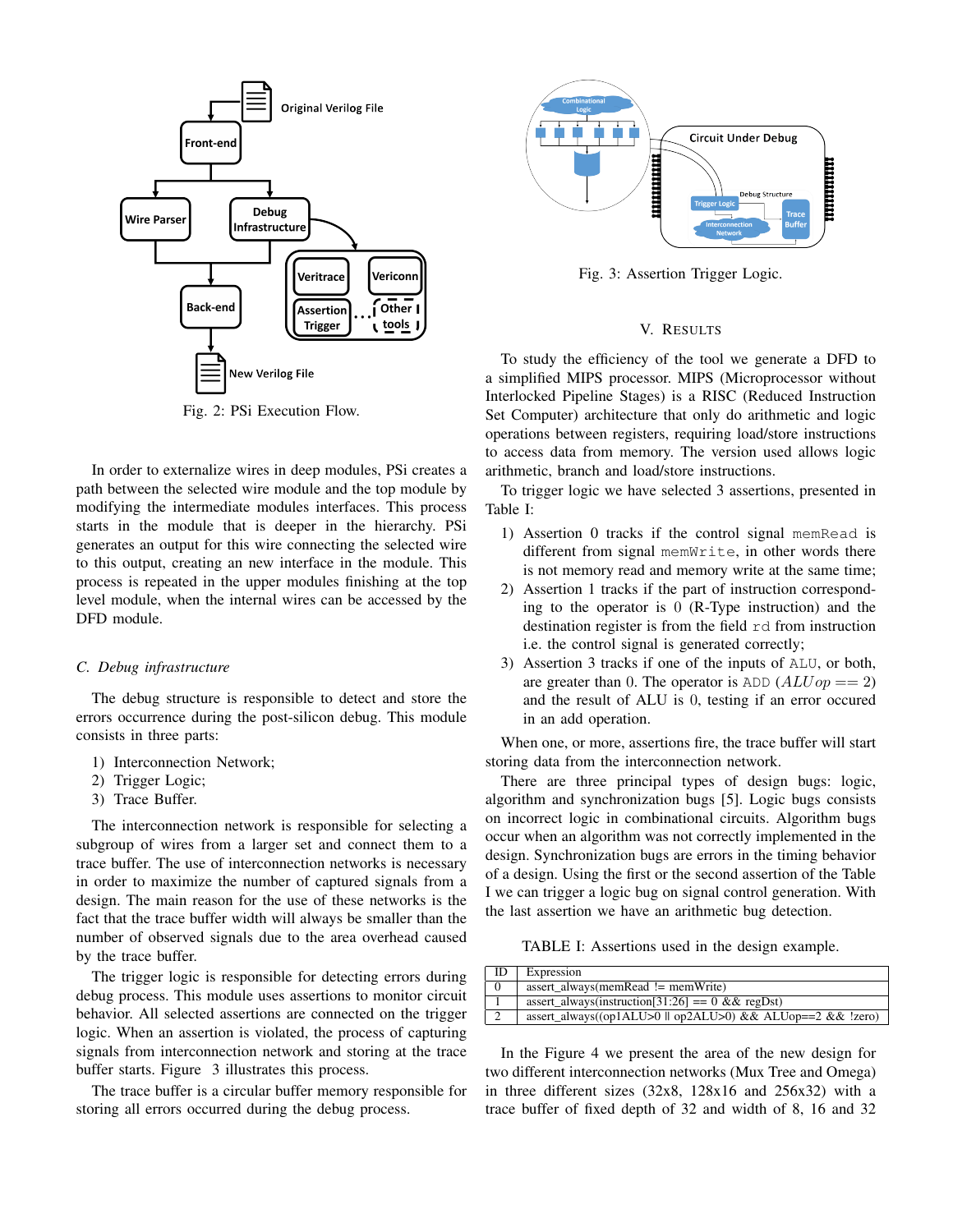Fig. 2: PSi Execution Flow.

In order to externalize wires in deep modules, PSi creates a path between the selected wire module and the top module by modifying the intermediate modules interfaces. This process starts in the module that is deeper in the hierarchy. PSi generates an output for this wire connecting the selected wire to this output, creating an new interface in the module. This process is repeated in the upper modules finishing at the top level module, when the internal wires can be accessed by the DFD module.

### C. Debug infrastructure

The debug structure is responsible to detect and store the errors occurrence during the post-silicon debug. This module consists in three parts:

1) Interconnection Network;
2) Trigger Logic;
3) Trace Buffer.

The interconnection network is responsible for selecting a subgroup of wires from a larger set and connect them to a trace buffer. The use of interconnection networks is necessary in order to maximize the number of captured signals from a design. The main reason for the use of these networks is the fact that the trace buffer width will always be smaller than the number of observed signals due to the area overhead caused by the trace buffer.

The trigger logic is responsible for detecting errors during debug process. This module uses assertions to monitor circuit behavior. All selected assertions are connected on the trigger logic. When an assertion is violated, the process of capturing signals from interconnection network and storing at the trace buffer starts. Figure 3 illustrates this process.

The trace buffer is a circular buffer memory responsible for storing all errors occurred during the debug process.

Fig. 3: Assertion Trigger Logic.

## V. Results

To study the efficiency of the tool we generate a DFD to a simplified MIPS processor. MIPS (Microprocessor without Interlocked Pipeline Stages) is a RISC (Reduced Instruction Set Computer) architecture that only do arithmetic and logic operations between registers, requiring load/store instructions to access data from memory. The version used allows logic arithmetic, branch and load/store instructions.

To trigger logic we have selected 3 assertions, presented in Table I:

1) Assertion 0 tracks if the control signal `memRead` is different from signal `memWrite`, in other words there is not memory read and memory write at the same time;
2) Assertion 1 tracks if the part of instruction corresponding to the operator is 0 (R-Type instruction) and the destination register is from the field `rd` from instruction i.e. the control signal is generated correctly;
3) Assertion 3 tracks if one of the inputs of `ALU`, or both, are greater than 0. The operator is `ADD` ($ALUop == 2$) and the result of ALU is 0, testing if an error occured in an add operation.

When one, or more, assertions fire, the trace buffer will start storing data from the interconnection network.

There are three principal types of design bugs: logic, algorithm and synchronization bugs [5]. Logic bugs consists on incorrect logic in combinational circuits. Algorithm bugs occur when an algorithm was not correctly implemented in the design. Synchronization bugs are errors in the timing behavior of a design. Using the first or the second assertion of the Table I we can trigger a logic bug on signal control generation. With the last assertion we have an arithmetic bug detection.

TABLE I: Assertions used in the design example.

| ID | Expression |
|---|---|
| 0 | assert_always(memRead != memWrite) |
| 1 | assert_always(instruction[31:26] == 0 && regDst) |
| 2 | assert_always((op1ALU>0 \|\| op2ALU>0) && ALUop==2 && !zero) |

In the Figure 4 we present the area of the new design for two different interconnection networks (Mux Tree and Omega) in three different sizes (32x8, 128x16 and 256x32) with a trace buffer of fixed depth of 32 and width of 8, 16 and 32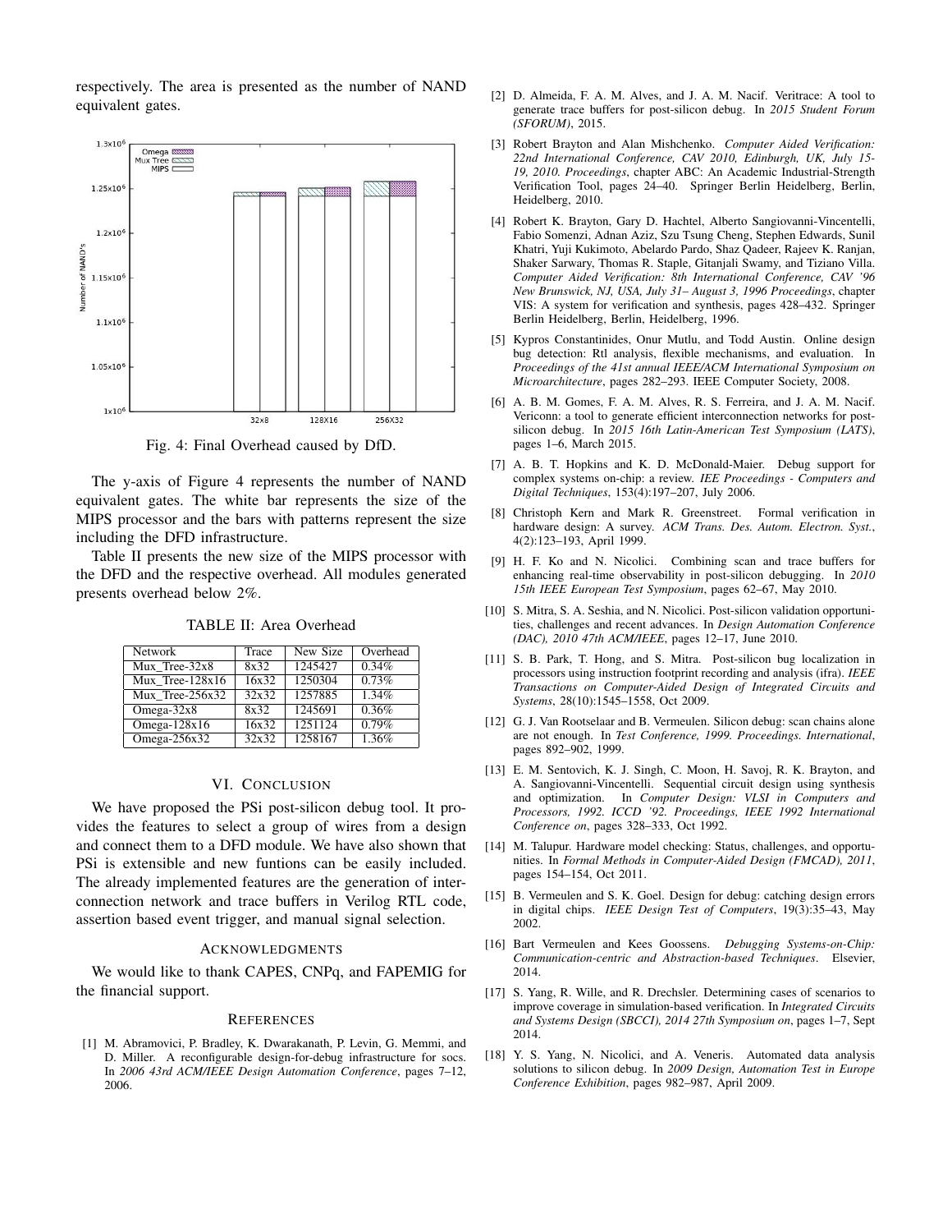respectively. The area is presented as the number of NAND equivalent gates.

1.3x10^6
1.25x10^6
1.2x10^6
1.15x10^6
1.1x10^6
1.05x10^6
1x10^6
Number of NAND's
Omega
Mux Tree
MIPS
32x8
128X16
256X32

Fig. 4: Final Overhead caused by DfD.

The y-axis of Figure 4 represents the number of NAND equivalent gates. The white bar represents the size of the MIPS processor and the bars with patterns represent the size including the DFD infrastructure.

Table II presents the new size of the MIPS processor with the DFD and the respective overhead. All modules generated presents overhead below 2%.

TABLE II: Area Overhead

| Network | Trace | New Size | Overhead |
|---|---|---|---|
| Mux_Tree-32x8 | 8x32 | 1245427 | 0.34% |
| Mux_Tree-128x16 | 16x32 | 1250304 | 0.73% |
| Mux_Tree-256x32 | 32x32 | 1257885 | 1.34% |
| Omega-32x8 | 8x32 | 1245691 | 0.36% |
| Omega-128x16 | 16x32 | 1251124 | 0.79% |
| Omega-256x32 | 32x32 | 1258167 | 1.36% |

## VI. Conclusion

We have proposed the PSi post-silicon debug tool. It provides the features to select a group of wires from a design and connect them to a DFD module. We have also shown that PSi is extensible and new funtions can be easily included. The already implemented features are the generation of interconnection network and trace buffers in Verilog RTL code, assertion based event trigger, and manual signal selection.

## Acknowledgments

We would like to thank CAPES, CNPq, and FAPEMIG for the financial support.

## References

[1] M. Abramovici, P. Bradley, K. Dwarakanath, P. Levin, G. Memmi, and D. Miller. A reconfigurable design-for-debug infrastructure for socs. In *2006 43rd ACM/IEEE Design Automation Conference*, pages 7–12, 2006.

[2] D. Almeida, F. A. M. Alves, and J. A. M. Nacif. Veritrace: A tool to generate trace buffers for post-silicon debug. In *2015 Student Forum (SFORUM)*, 2015.

[3] Robert Brayton and Alan Mishchenko. *Computer Aided Verification: 22nd International Conference, CAV 2010, Edinburgh, UK, July 15-19, 2010. Proceedings*, chapter ABC: An Academic Industrial-Strength Verification Tool, pages 24–40. Springer Berlin Heidelberg, Berlin, Heidelberg, 2010.

[4] Robert K. Brayton, Gary D. Hachtel, Alberto Sangiovanni-Vincentelli, Fabio Somenzi, Adnan Aziz, Szu Tsung Cheng, Stephen Edwards, Sunil Khatri, Yuji Kukimoto, Abelardo Pardo, Shaz Qadeer, Rajeev K. Ranjan, Shaker Sarwary, Thomas R. Staple, Gitanjali Swamy, and Tiziano Villa. *Computer Aided Verification: 8th International Conference, CAV '96 New Brunswick, NJ, USA, July 31– August 3, 1996 Proceedings*, chapter VIS: A system for verification and synthesis, pages 428–432. Springer Berlin Heidelberg, Berlin, Heidelberg, 1996.

[5] Kypros Constantinides, Onur Mutlu, and Todd Austin. Online design bug detection: Rtl analysis, flexible mechanisms, and evaluation. In *Proceedings of the 41st annual IEEE/ACM International Symposium on Microarchitecture*, pages 282–293. IEEE Computer Society, 2008.

[6] A. B. M. Gomes, F. A. M. Alves, R. S. Ferreira, and J. A. M. Nacif. Vericonn: a tool to generate efficient interconnection networks for post-silicon debug. In *2015 16th Latin-American Test Symposium (LATS)*, pages 1–6, March 2015.

[7] A. B. T. Hopkins and K. D. McDonald-Maier. Debug support for complex systems on-chip: a review. *IEE Proceedings - Computers and Digital Techniques*, 153(4):197–207, July 2006.

[8] Christoph Kern and Mark R. Greenstreet. Formal verification in hardware design: A survey. *ACM Trans. Des. Autom. Electron. Syst.*, 4(2):123–193, April 1999.

[9] H. F. Ko and N. Nicolici. Combining scan and trace buffers for enhancing real-time observability in post-silicon debugging. In *2010 15th IEEE European Test Symposium*, pages 62–67, May 2010.

[10] S. Mitra, S. A. Seshia, and N. Nicolici. Post-silicon validation opportunities, challenges and recent advances. In *Design Automation Conference (DAC), 2010 47th ACM/IEEE*, pages 12–17, June 2010.

[11] S. B. Park, T. Hong, and S. Mitra. Post-silicon bug localization in processors using instruction footprint recording and analysis (ifra). *IEEE Transactions on Computer-Aided Design of Integrated Circuits and Systems*, 28(10):1545–1558, Oct 2009.

[12] G. J. Van Rootselaar and B. Vermeulen. Silicon debug: scan chains alone are not enough. In *Test Conference, 1999. Proceedings. International*, pages 892–902, 1999.

[13] E. M. Sentovich, K. J. Singh, C. Moon, H. Savoj, R. K. Brayton, and A. Sangiovanni-Vincentelli. Sequential circuit design using synthesis and optimization. In *Computer Design: VLSI in Computers and Processors, 1992. ICCD '92. Proceedings, IEEE 1992 International Conference on*, pages 328–333, Oct 1992.

[14] M. Talupur. Hardware model checking: Status, challenges, and opportunities. In *Formal Methods in Computer-Aided Design (FMCAD), 2011*, pages 154–154, Oct 2011.

[15] B. Vermeulen and S. K. Goel. Design for debug: catching design errors in digital chips. *IEEE Design Test of Computers*, 19(3):35–43, May 2002.

[16] Bart Vermeulen and Kees Goossens. *Debugging Systems-on-Chip: Communication-centric and Abstraction-based Techniques*. Elsevier, 2014.

[17] S. Yang, R. Wille, and R. Drechsler. Determining cases of scenarios to improve coverage in simulation-based verification. In *Integrated Circuits and Systems Design (SBCCI), 2014 27th Symposium on*, pages 1–7, Sept 2014.

[18] Y. S. Yang, N. Nicolici, and A. Veneris. Automated data analysis solutions to silicon debug. In *2009 Design, Automation Test in Europe Conference Exhibition*, pages 982–987, April 2009.